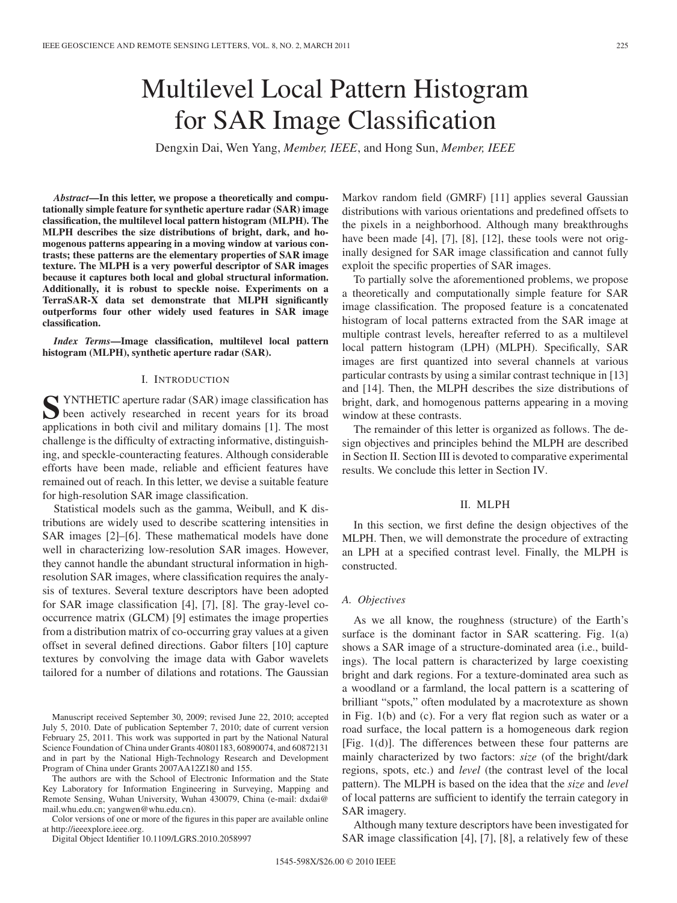# Multilevel Local Pattern Histogram for SAR Image Classification

Dengxin Dai, Wen Yang, *Member, IEEE*, and Hong Sun, *Member, IEEE*

***Abstract*—In this letter, we propose a theoretically and computationally simple feature for synthetic aperture radar (SAR) image classification, the multilevel local pattern histogram (MLPH). The MLPH describes the size distributions of bright, dark, and homogenous patterns appearing in a moving window at various contrasts; these patterns are the elementary properties of SAR image texture. The MLPH is a very powerful descriptor of SAR images because it captures both local and global structural information. Additionally, it is robust to speckle noise. Experiments on a TerraSAR-X data set demonstrate that MLPH significantly outperforms four other widely used features in SAR image classification.**

***Index Terms*—Image classification, multilevel local pattern histogram (MLPH), synthetic aperture radar (SAR).**

## I. Introduction

Synthetic aperture radar (SAR) image classification has been actively researched in recent years for its broad applications in both civil and military domains [1]. The most challenge is the difficulty of extracting informative, distinguishing, and speckle-counteracting features. Although considerable efforts have been made, reliable and efficient features have remained out of reach. In this letter, we devise a suitable feature for high-resolution SAR image classification.

Statistical models such as the gamma, Weibull, and K distributions are widely used to describe scattering intensities in SAR images [2]–[6]. These mathematical models have done well in characterizing low-resolution SAR images. However, they cannot handle the abundant structural information in high-resolution SAR images, where classification requires the analysis of textures. Several texture descriptors have been adopted for SAR image classification [4], [7], [8]. The gray-level co-occurrence matrix (GLCM) [9] estimates the image properties from a distribution matrix of co-occurring gray values at a given offset in several defined directions. Gabor filters [10] capture textures by convolving the image data with Gabor wavelets tailored for a number of dilations and rotations. The Gaussian Markov random field (GMRF) [11] applies several Gaussian distributions with various orientations and predefined offsets to the pixels in a neighborhood. Although many breakthroughs have been made [4], [7], [8], [12], these tools were not originally designed for SAR image classification and cannot fully exploit the specific properties of SAR images.

To partially solve the aforementioned problems, we propose a theoretically and computationally simple feature for SAR image classification. The proposed feature is a concatenated histogram of local patterns extracted from the SAR image at multiple contrast levels, hereafter referred to as a multilevel local pattern histogram (LPH) (MLPH). Specifically, SAR images are first quantized into several channels at various particular contrasts by using a similar contrast technique in [13] and [14]. Then, the MLPH describes the size distributions of bright, dark, and homogenous patterns appearing in a moving window at these contrasts.

The remainder of this letter is organized as follows. The design objectives and principles behind the MLPH are described in Section II. Section III is devoted to comparative experimental results. We conclude this letter in Section IV.

Manuscript received September 30, 2009; revised June 22, 2010; accepted July 5, 2010. Date of publication September 7, 2010; date of current version February 25, 2011. This work was supported in part by the National Natural Science Foundation of China under Grants 40801183, 60890074, and 60872131 and in part by the National High-Technology Research and Development Program of China under Grants 2007AA12Z180 and 155.

The authors are with the School of Electronic Information and the State Key Laboratory for Information Engineering in Surveying, Mapping and Remote Sensing, Wuhan University, Wuhan 430079, China (e-mail: dxdai@mail.whu.edu.cn; yangwen@whu.edu.cn).

Color versions of one or more of the figures in this paper are available online at http://ieeexplore.ieee.org.

Digital Object Identifier 10.1109/LGRS.2010.2058997

## II. MLPH

In this section, we first define the design objectives of the MLPH. Then, we will demonstrate the procedure of extracting an LPH at a specified contrast level. Finally, the MLPH is constructed.

### *A. Objectives*

As we all know, the roughness (structure) of the Earth's surface is the dominant factor in SAR scattering. Fig. 1(a) shows a SAR image of a structure-dominated area (i.e., buildings). The local pattern is characterized by large coexisting bright and dark regions. For a texture-dominated area such as a woodland or a farmland, the local pattern is a scattering of brilliant "spots," often modulated by a macrotexture as shown in Fig. 1(b) and (c). For a very flat region such as water or a road surface, the local pattern is a homogeneous dark region [Fig. 1(d)]. The differences between these four patterns are mainly characterized by two factors: *size* (of the bright/dark regions, spots, etc.) and *level* (the contrast level of the local pattern). The MLPH is based on the idea that the *size* and *level* of local patterns are sufficient to identify the terrain category in SAR imagery.

Although many texture descriptors have been investigated for SAR image classification [4], [7], [8], a relatively few of these

1545-598X/$26.00 © 2010 IEEE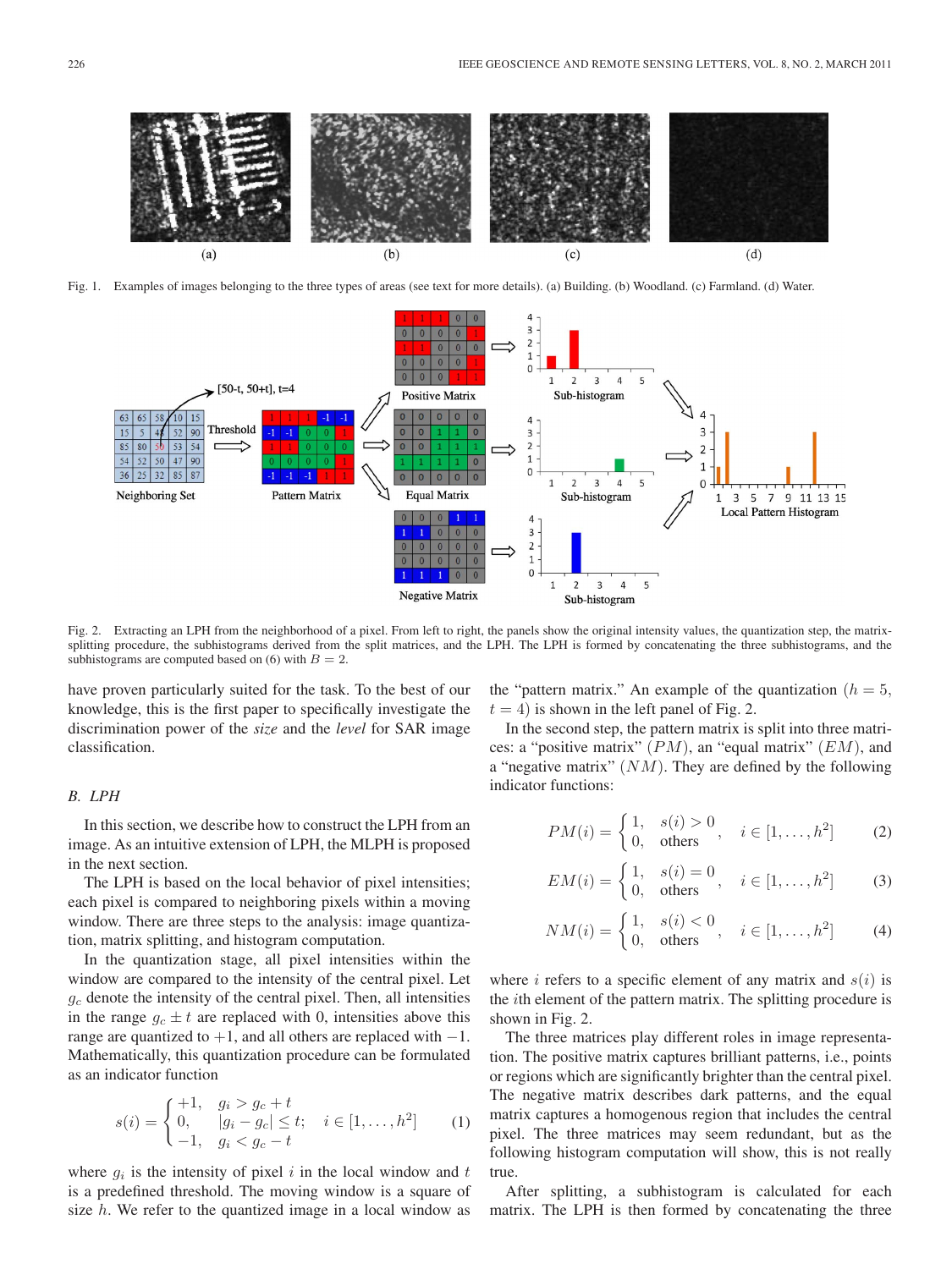Fig. 1. Examples of images belonging to the three types of areas (see text for more details). (a) Building. (b) Woodland. (c) Farmland. (d) Water.

Fig. 2. Extracting an LPH from the neighborhood of a pixel. From left to right, the panels show the original intensity values, the quantization step, the matrix-splitting procedure, the subhistograms derived from the split matrices, and the LPH. The LPH is formed by concatenating the three subhistograms, and the subhistograms are computed based on (6) with $B = 2$.

have proven particularly suited for the task. To the best of our knowledge, this is the first paper to specifically investigate the discrimination power of the *size* and the *level* for SAR image classification.

## B. LPH

In this section, we describe how to construct the LPH from an image. As an intuitive extension of LPH, the MLPH is proposed in the next section.

The LPH is based on the local behavior of pixel intensities; each pixel is compared to neighboring pixels within a moving window. There are three steps to the analysis: image quantization, matrix splitting, and histogram computation.

In the quantization stage, all pixel intensities within the window are compared to the intensity of the central pixel. Let $g_c$ denote the intensity of the central pixel. Then, all intensities in the range $g_c \pm t$ are replaced with 0, intensities above this range are quantized to $+1$, and all others are replaced with $-1$. Mathematically, this quantization procedure can be formulated as an indicator function

$$s(i) = \begin{cases} +1, & g_i > g_c + t \\ 0, & |g_i - g_c| \leq t; \\ -1, & g_i < g_c - t \end{cases} \quad i \in [1, \ldots, h^2] \tag{1}$$

where $g_i$ is the intensity of pixel $i$ in the local window and $t$ is a predefined threshold. The moving window is a square of size $h$. We refer to the quantized image in a local window as the "pattern matrix." An example of the quantization ($h = 5$, $t = 4$) is shown in the left panel of Fig. 2.

In the second step, the pattern matrix is split into three matrices: a "positive matrix" $(PM)$, an "equal matrix" $(EM)$, and a "negative matrix" $(NM)$. They are defined by the following indicator functions:

$$PM(i) = \begin{cases} 1, & s(i) > 0 \\ 0, & \text{others} \end{cases}, \quad i \in [1, \ldots, h^2] \tag{2}$$

$$EM(i) = \begin{cases} 1, & s(i) = 0 \\ 0, & \text{others} \end{cases}, \quad i \in [1, \ldots, h^2] \tag{3}$$

$$NM(i) = \begin{cases} 1, & s(i) < 0 \\ 0, & \text{others} \end{cases}, \quad i \in [1, \ldots, h^2] \tag{4}$$

where $i$ refers to a specific element of any matrix and $s(i)$ is the $i$th element of the pattern matrix. The splitting procedure is shown in Fig. 2.

The three matrices play different roles in image representation. The positive matrix captures brilliant patterns, i.e., points or regions which are significantly brighter than the central pixel. The negative matrix describes dark patterns, and the equal matrix captures a homogenous region that includes the central pixel. The three matrices may seem redundant, but as the following histogram computation will show, this is not really true.

After splitting, a subhistogram is calculated for each matrix. The LPH is then formed by concatenating the three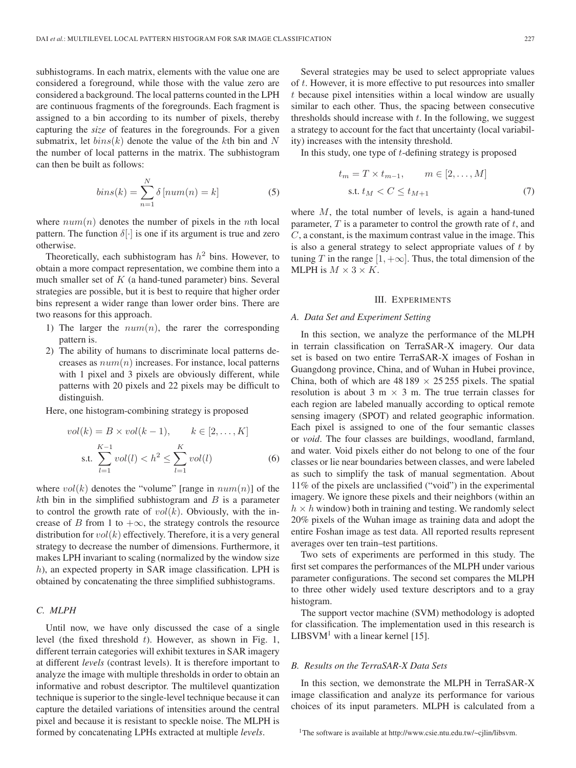subhistograms. In each matrix, elements with the value one are considered a foreground, while those with the value zero are considered a background. The local patterns counted in the LPH are continuous fragments of the foregrounds. Each fragment is assigned to a bin according to its number of pixels, thereby capturing the *size* of features in the foregrounds. For a given submatrix, let $bins(k)$ denote the value of the $k$th bin and $N$ the number of local patterns in the matrix. The subhistogram can then be built as follows:

$$bins(k) = \sum_{n=1}^{N} \delta\left[num(n) = k\right] \tag{5}$$

where $num(n)$ denotes the number of pixels in the $n$th local pattern. The function $\delta[\cdot]$ is one if its argument is true and zero otherwise.

Theoretically, each subhistogram has $h^2$ bins. However, to obtain a more compact representation, we combine them into a much smaller set of $K$ (a hand-tuned parameter) bins. Several strategies are possible, but it is best to require that higher order bins represent a wider range than lower order bins. There are two reasons for this approach.

1) The larger the $num(n)$, the rarer the corresponding pattern is.
2) The ability of humans to discriminate local patterns decreases as $num(n)$ increases. For instance, local patterns with 1 pixel and 3 pixels are obviously different, while patterns with 20 pixels and 22 pixels may be difficult to distinguish.

Here, one histogram-combining strategy is proposed

$$\begin{aligned} vol(k) = B \times vol(k-1), \qquad k \in [2, \ldots, K] \\ \text{s.t.} \sum_{l=1}^{K-1} vol(l) < h^2 \leq \sum_{l=1}^{K} vol(l) \end{aligned} \tag{6}$$

where $vol(k)$ denotes the "volume" [range in $num(n)$] of the $k$th bin in the simplified subhistogram and $B$ is a parameter to control the growth rate of $vol(k)$. Obviously, with the increase of $B$ from 1 to $+\infty$, the strategy controls the resource distribution for $vol(k)$ effectively. Therefore, it is a very general strategy to decrease the number of dimensions. Furthermore, it makes LPH invariant to scaling (normalized by the window size $h$), an expected property in SAR image classification. LPH is obtained by concatenating the three simplified subhistograms.

### C. MLPH

Until now, we have only discussed the case of a single level (the fixed threshold $t$). However, as shown in Fig. 1, different terrain categories will exhibit textures in SAR imagery at different *levels* (contrast levels). It is therefore important to analyze the image with multiple thresholds in order to obtain an informative and robust descriptor. The multilevel quantization technique is superior to the single-level technique because it can capture the detailed variations of intensities around the central pixel and because it is resistant to speckle noise. The MLPH is formed by concatenating LPHs extracted at multiple *levels*.

Several strategies may be used to select appropriate values of $t$. However, it is more effective to put resources into smaller $t$ because pixel intensities within a local window are usually similar to each other. Thus, the spacing between consecutive thresholds should increase with $t$. In the following, we suggest a strategy to account for the fact that uncertainty (local variability) increases with the intensity threshold.

In this study, one type of $t$-defining strategy is proposed

$$\begin{aligned} t_m = T \times t_{m-1}, \qquad m \in [2, \ldots, M] \\ \text{s.t. } t_M < C \leq t_{M+1} \end{aligned} \tag{7}$$

where $M$, the total number of levels, is again a hand-tuned parameter, $T$ is a parameter to control the growth rate of $t$, and $C$, a constant, is the maximum contrast value in the image. This is also a general strategy to select appropriate values of $t$ by tuning $T$ in the range $[1, +\infty]$. Thus, the total dimension of the MLPH is $M \times 3 \times K$.

## III. Experiments

### A. Data Set and Experiment Setting

In this section, we analyze the performance of the MLPH in terrain classification on TerraSAR-X imagery. Our data set is based on two entire TerraSAR-X images of Foshan in Guangdong province, China, and of Wuhan in Hubei province, China, both of which are $48\,189 \times 25\,255$ pixels. The spatial resolution is about 3 m $\times$ 3 m. The true terrain classes for each region are labeled manually according to optical remote sensing imagery (SPOT) and related geographic information. Each pixel is assigned to one of the four semantic classes or *void*. The four classes are buildings, woodland, farmland, and water. Void pixels either do not belong to one of the four classes or lie near boundaries between classes, and were labeled as such to simplify the task of manual segmentation. About 11% of the pixels are unclassified ("void") in the experimental imagery. We ignore these pixels and their neighbors (within an $h \times h$ window) both in training and testing. We randomly select 20% pixels of the Wuhan image as training data and adopt the entire Foshan image as test data. All reported results represent averages over ten train–test partitions.

Two sets of experiments are performed in this study. The first set compares the performances of the MLPH under various parameter configurations. The second set compares the MLPH to three other widely used texture descriptors and to a gray histogram.

The support vector machine (SVM) methodology is adopted for classification. The implementation used in this research is LIBSVM[1] with a linear kernel [15].

### B. Results on the TerraSAR-X Data Sets

In this section, we demonstrate the MLPH in TerraSAR-X image classification and analyze its performance for various choices of its input parameters. MLPH is calculated from a

[1]The software is available at http://www.csie.ntu.edu.tw/~cjlin/libsvm.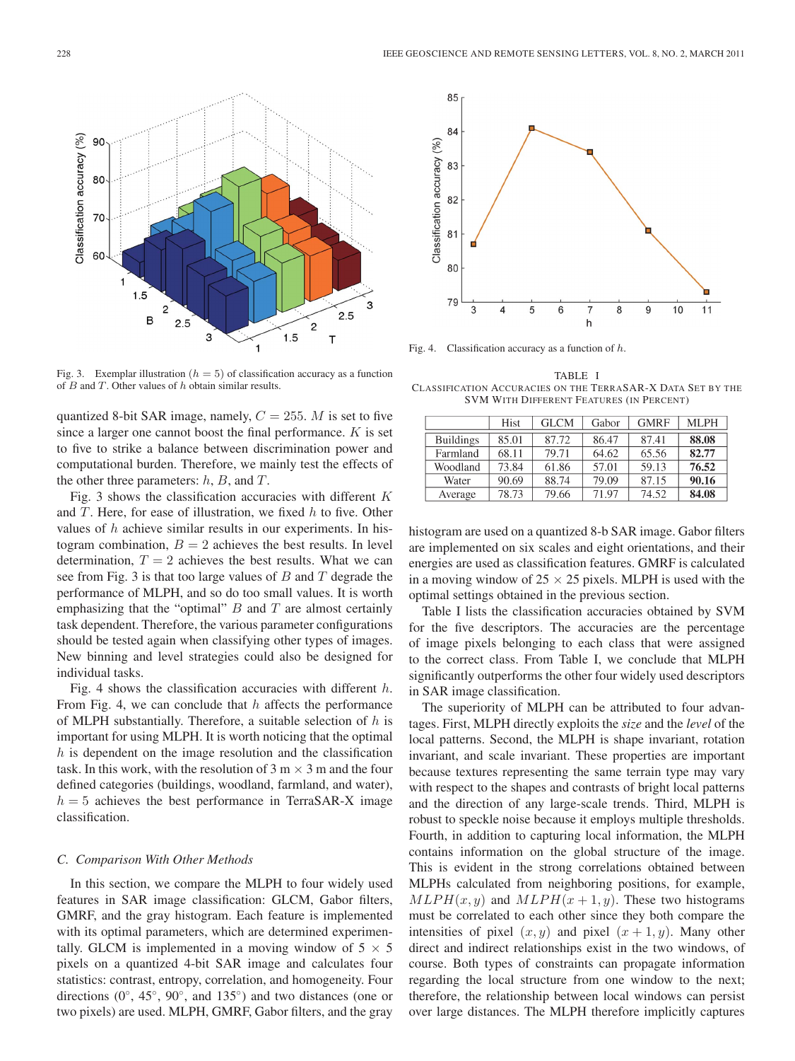Fig. 3. Exemplar illustration ($h = 5$) of classification accuracy as a function of $B$ and $T$. Other values of $h$ obtain similar results.

quantized 8-bit SAR image, namely, $C = 255$. $M$ is set to five since a larger one cannot boost the final performance. $K$ is set to five to strike a balance between discrimination power and computational burden. Therefore, we mainly test the effects of the other three parameters: $h$, $B$, and $T$.

Fig. 3 shows the classification accuracies with different $K$ and $T$. Here, for ease of illustration, we fixed $h$ to five. Other values of $h$ achieve similar results in our experiments. In histogram combination, $B = 2$ achieves the best results. In level determination, $T = 2$ achieves the best results. What we can see from Fig. 3 is that too large values of $B$ and $T$ degrade the performance of MLPH, and so do too small values. It is worth emphasizing that the "optimal" $B$ and $T$ are almost certainly task dependent. Therefore, the various parameter configurations should be tested again when classifying other types of images. New binning and level strategies could also be designed for individual tasks.

Fig. 4 shows the classification accuracies with different $h$. From Fig. 4, we can conclude that $h$ affects the performance of MLPH substantially. Therefore, a suitable selection of $h$ is important for using MLPH. It is worth noticing that the optimal $h$ is dependent on the image resolution and the classification task. In this work, with the resolution of 3 m $\times$ 3 m and the four defined categories (buildings, woodland, farmland, and water), $h = 5$ achieves the best performance in TerraSAR-X image classification.

### C. Comparison With Other Methods

In this section, we compare the MLPH to four widely used features in SAR image classification: GLCM, Gabor filters, GMRF, and the gray histogram. Each feature is implemented with its optimal parameters, which are determined experimentally. GLCM is implemented in a moving window of $5 \times 5$ pixels on a quantized 4-bit SAR image and calculates four statistics: contrast, entropy, correlation, and homogeneity. Four directions ($0^\circ$, $45^\circ$, $90^\circ$, and $135^\circ$) and two distances (one or two pixels) are used. MLPH, GMRF, Gabor filters, and the gray histogram are used on a quantized 8-b SAR image. Gabor filters are implemented on six scales and eight orientations, and their energies are used as classification features. GMRF is calculated in a moving window of $25 \times 25$ pixels. MLPH is used with the optimal settings obtained in the previous section.

Fig. 4. Classification accuracy as a function of $h$.

TABLE I
CLASSIFICATION ACCURACIES ON THE TERRASAR-X DATA SET BY THE SVM WITH DIFFERENT FEATURES (IN PERCENT)

| | Hist | GLCM | Gabor | GMRF | MLPH |
|---|---|---|---|---|---|
| Buildings | 85.01 | 87.72 | 86.47 | 87.41 | **88.08** |
| Farmland | 68.11 | 79.71 | 64.62 | 65.56 | **82.77** |
| Woodland | 73.84 | 61.86 | 57.01 | 59.13 | **76.52** |
| Water | 90.69 | 88.74 | 79.09 | 87.15 | **90.16** |
| Average | 78.73 | 79.66 | 71.97 | 74.52 | **84.08** |

Table I lists the classification accuracies obtained by SVM for the five descriptors. The accuracies are the percentage of image pixels belonging to each class that were assigned to the correct class. From Table I, we conclude that MLPH significantly outperforms the other four widely used descriptors in SAR image classification.

The superiority of MLPH can be attributed to four advantages. First, MLPH directly exploits the *size* and the *level* of the local patterns. Second, the MLPH is shape invariant, rotation invariant, and scale invariant. These properties are important because textures representing the same terrain type may vary with respect to the shapes and contrasts of bright local patterns and the direction of any large-scale trends. Third, MLPH is robust to speckle noise because it employs multiple thresholds. Fourth, in addition to capturing local information, the MLPH contains information on the global structure of the image. This is evident in the strong correlations obtained between MLPHs calculated from neighboring positions, for example, $MLPH(x, y)$ and $MLPH(x + 1, y)$. These two histograms must be correlated to each other since they both compare the intensities of pixel $(x, y)$ and pixel $(x + 1, y)$. Many other direct and indirect relationships exist in the two windows, of course. Both types of constraints can propagate information regarding the local structure from one window to the next; therefore, the relationship between local windows can persist over large distances. The MLPH therefore implicitly captures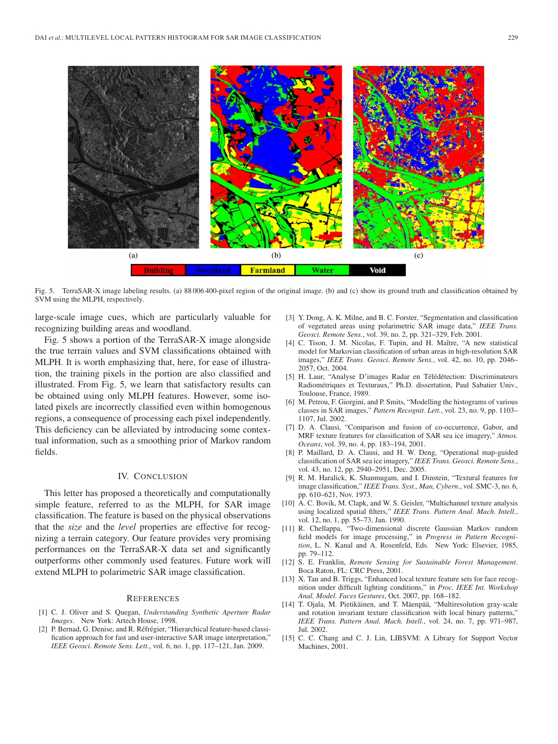(a) (b) (c)

Building Woodland Farmland Water Void

Fig. 5. TerraSAR-X image labeling results. (a) 88 006 400-pixel region of the original image. (b) and (c) show its ground truth and classification obtained by SVM using the MLPH, respectively.

large-scale image cues, which are particularly valuable for recognizing building areas and woodland.

Fig. 5 shows a portion of the TerraSAR-X image alongside the true terrain values and SVM classifications obtained with MLPH. It is worth emphasizing that, here, for ease of illustration, the training pixels in the portion are also classified and illustrated. From Fig. 5, we learn that satisfactory results can be obtained using only MLPH features. However, some isolated pixels are incorrectly classified even within homogenous regions, a consequence of processing each pixel independently. This deficiency can be alleviated by introducing some contextual information, such as a smoothing prior of Markov random fields.

## IV. Conclusion

This letter has proposed a theoretically and computationally simple feature, referred to as the MLPH, for SAR image classification. The feature is based on the physical observations that the *size* and the *level* properties are effective for recognizing a terrain category. Our feature provides very promising performances on the TerraSAR-X data set and significantly outperforms other commonly used features. Future work will extend MLPH to polarimetric SAR image classification.

## References

[1] C. J. Oliver and S. Quegan, *Understanding Synthetic Aperture Radar Images*. New York: Artech House, 1998.

[2] P. Bernad, G. Denise, and R. Réfrégier, "Hierarchical feature-based classification approach for fast and user-interactive SAR image interpretation," *IEEE Geosci. Remote Sens. Lett.*, vol. 6, no. 1, pp. 117–121, Jan. 2009.

[3] Y. Dong, A. K. Milne, and B. C. Forster, "Segmentation and classification of vegetated areas using polarimetric SAR image data," *IEEE Trans. Geosci. Remote Sens.*, vol. 39, no. 2, pp. 321–329, Feb. 2001.

[4] C. Tison, J. M. Nicolas, F. Tupin, and H. Maître, "A new statistical model for Markovian classification of urban areas in high-resolution SAR images," *IEEE Trans. Geosci. Remote Sens.*, vol. 42, no. 10, pp. 2046–2057, Oct. 2004.

[5] H. Laur, "Analyse D'images Radar en Télédétection: Discriminateurs Radiométriques et Texturaux," Ph.D. dissertation, Paul Sabatier Univ., Toulouse, France, 1989.

[6] M. Petrou, F. Giorgini, and P. Smits, "Modelling the histograms of various classes in SAR images," *Pattern Recognit. Lett.*, vol. 23, no. 9, pp. 1103–1107, Jul. 2002.

[7] D. A. Clausi, "Comparison and fusion of co-occurrence, Gabor, and MRF texture features for classification of SAR sea ice imagery," *Atmos. Oceans*, vol. 39, no. 4, pp. 183–194, 2001.

[8] P. Maillard, D. A. Clausi, and H. W. Deng, "Operational map-guided classification of SAR sea ice imagery," *IEEE Trans. Geosci. Remote Sens.*, vol. 43, no. 12, pp. 2940–2951, Dec. 2005.

[9] R. M. Haralick, K. Shanmugam, and I. Dinstein, "Textural features for image classification," *IEEE Trans. Syst., Man, Cybern.*, vol. SMC-3, no. 6, pp. 610–621, Nov. 1973.

[10] A. C. Bovik, M. Clapk, and W. S. Geisler, "Multichannel texture analysis using localized spatial filters," *IEEE Trans. Pattern Anal. Mach. Intell.*, vol. 12, no. 1, pp. 55–73, Jan. 1990.

[11] R. Chellappa, "Two-dimensional discrete Gaussian Markov random field models for image processing," in *Progress in Pattern Recognition*, L. N. Kanal and A. Rosenfeld, Eds. New York: Elsevier, 1985, pp. 79–112.

[12] S. E. Franklin, *Remote Sensing for Sustainable Forest Management*. Boca Raton, FL: CRC Press, 2001.

[13] X. Tan and B. Triggs, "Enhanced local texture feature sets for face recognition under difficult lighting conditions," in *Proc. IEEE Int. Workshop Anal. Model. Faces Gestures*, Oct. 2007, pp. 168–182.

[14] T. Ojala, M. Pietikäinen, and T. Mäenpää, "Multiresolution gray-scale and rotation invariant texture classification with local binary patterns," *IEEE Trans. Pattern Anal. Mach. Intell.*, vol. 24, no. 7, pp. 971–987, Jul. 2002.

[15] C. C. Chang and C. J. Lin, LIBSVM: A Library for Support Vector Machines, 2001.